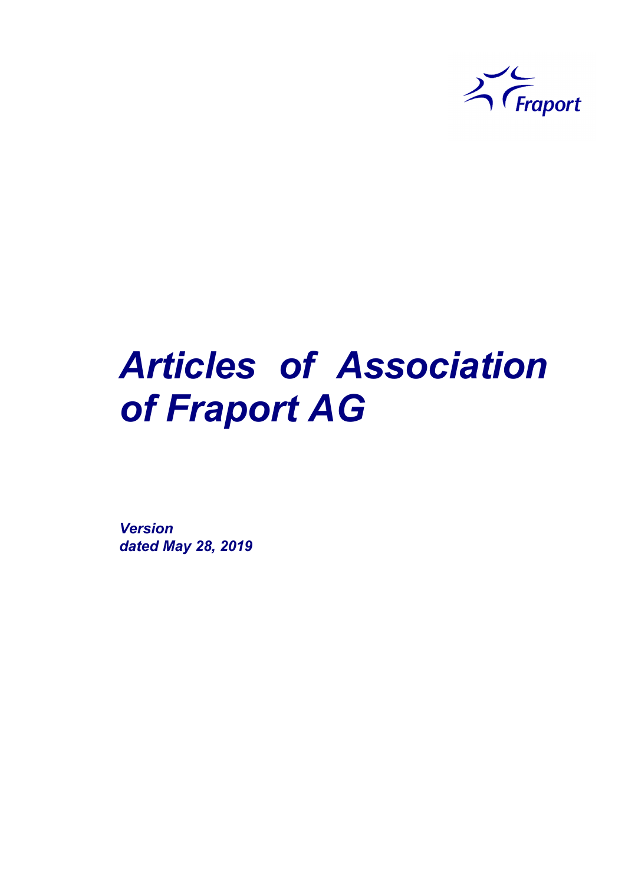# *Articles of Association of Fraport AG*

***Version dated May 28, 2019***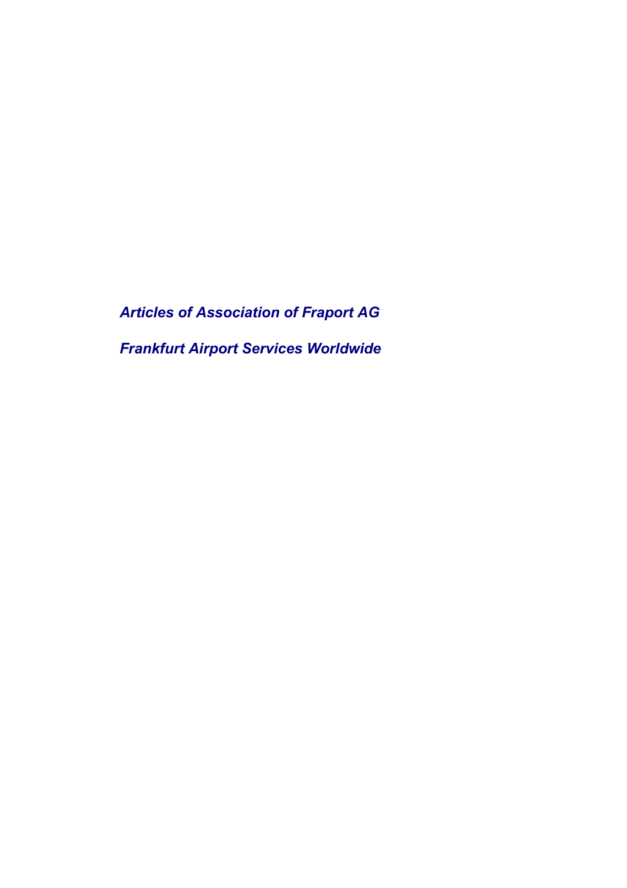***Articles of Association of Fraport AG***

***Frankfurt Airport Services Worldwide***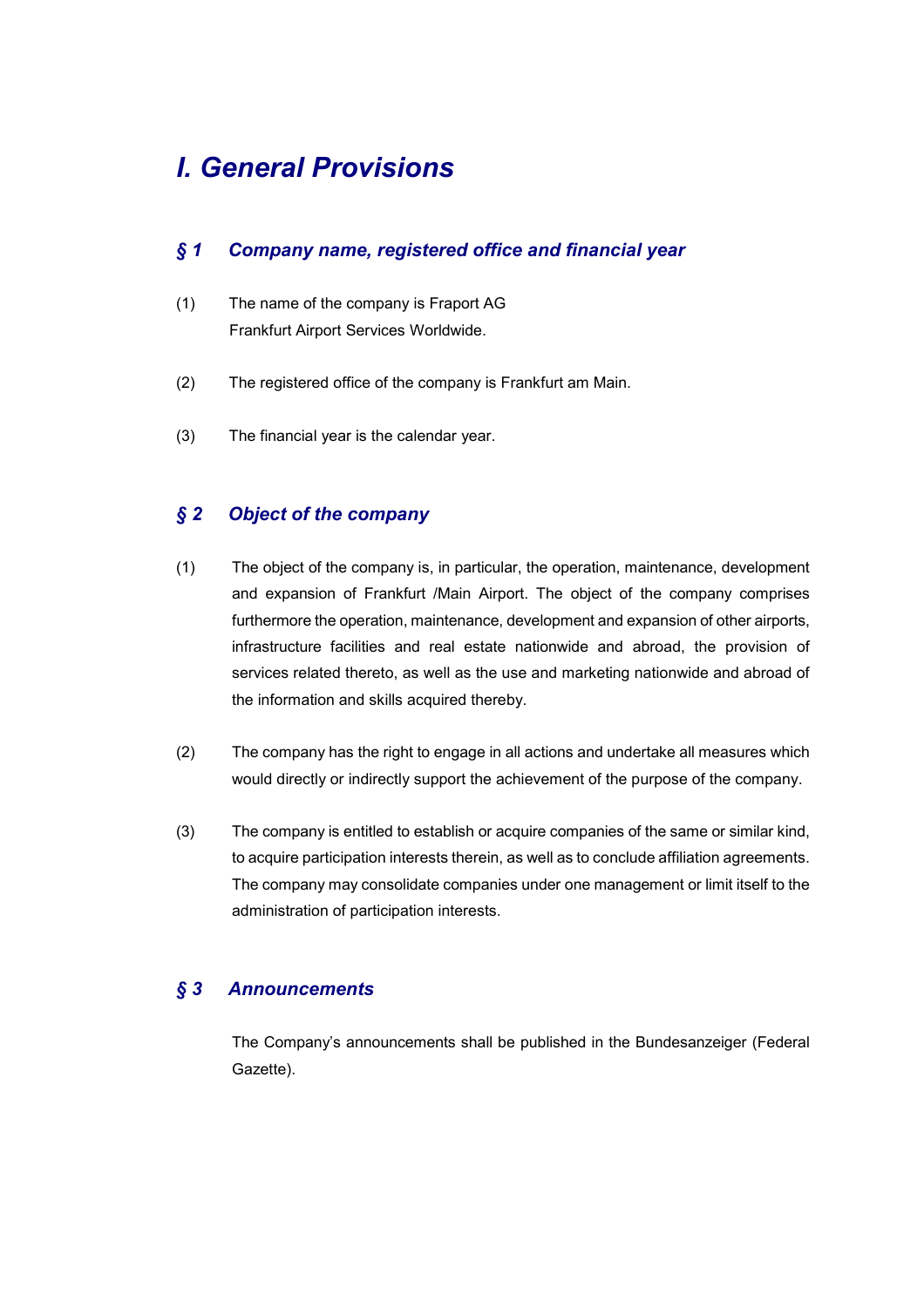# *I. General Provisions*

## *§ 1 Company name, registered office and financial year*

(1) The name of the company is Fraport AG
Frankfurt Airport Services Worldwide.

(2) The registered office of the company is Frankfurt am Main.

(3) The financial year is the calendar year.

## *§ 2 Object of the company*

(1) The object of the company is, in particular, the operation, maintenance, development and expansion of Frankfurt /Main Airport. The object of the company comprises furthermore the operation, maintenance, development and expansion of other airports, infrastructure facilities and real estate nationwide and abroad, the provision of services related thereto, as well as the use and marketing nationwide and abroad of the information and skills acquired thereby.

(2) The company has the right to engage in all actions and undertake all measures which would directly or indirectly support the achievement of the purpose of the company.

(3) The company is entitled to establish or acquire companies of the same or similar kind, to acquire participation interests therein, as well as to conclude affiliation agreements. The company may consolidate companies under one management or limit itself to the administration of participation interests.

## *§ 3 Announcements*

The Company's announcements shall be published in the Bundesanzeiger (Federal Gazette).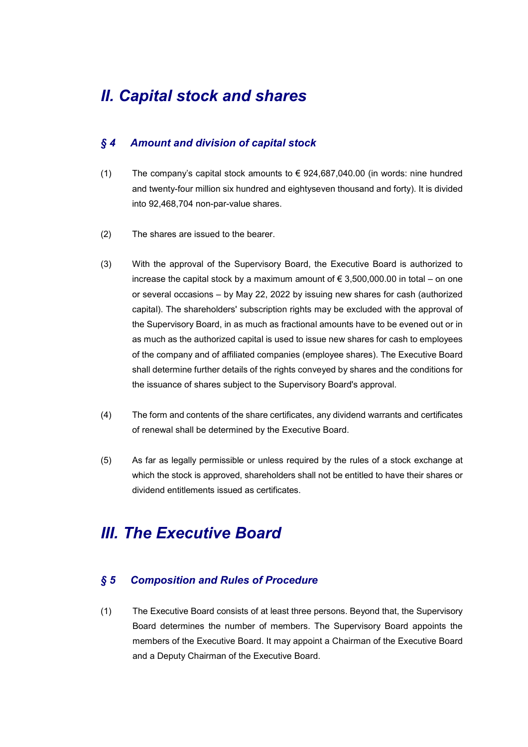# *II. Capital stock and shares*

## *§ 4 Amount and division of capital stock*

(1) The company's capital stock amounts to € 924,687,040.00 (in words: nine hundred and twenty-four million six hundred and eightyseven thousand and forty). It is divided into 92,468,704 non-par-value shares.

(2) The shares are issued to the bearer.

(3) With the approval of the Supervisory Board, the Executive Board is authorized to increase the capital stock by a maximum amount of € 3,500,000.00 in total – on one or several occasions – by May 22, 2022 by issuing new shares for cash (authorized capital). The shareholders' subscription rights may be excluded with the approval of the Supervisory Board, in as much as fractional amounts have to be evened out or in as much as the authorized capital is used to issue new shares for cash to employees of the company and of affiliated companies (employee shares). The Executive Board shall determine further details of the rights conveyed by shares and the conditions for the issuance of shares subject to the Supervisory Board's approval.

(4) The form and contents of the share certificates, any dividend warrants and certificates of renewal shall be determined by the Executive Board.

(5) As far as legally permissible or unless required by the rules of a stock exchange at which the stock is approved, shareholders shall not be entitled to have their shares or dividend entitlements issued as certificates.

# *III. The Executive Board*

## *§ 5 Composition and Rules of Procedure*

(1) The Executive Board consists of at least three persons. Beyond that, the Supervisory Board determines the number of members. The Supervisory Board appoints the members of the Executive Board. It may appoint a Chairman of the Executive Board and a Deputy Chairman of the Executive Board.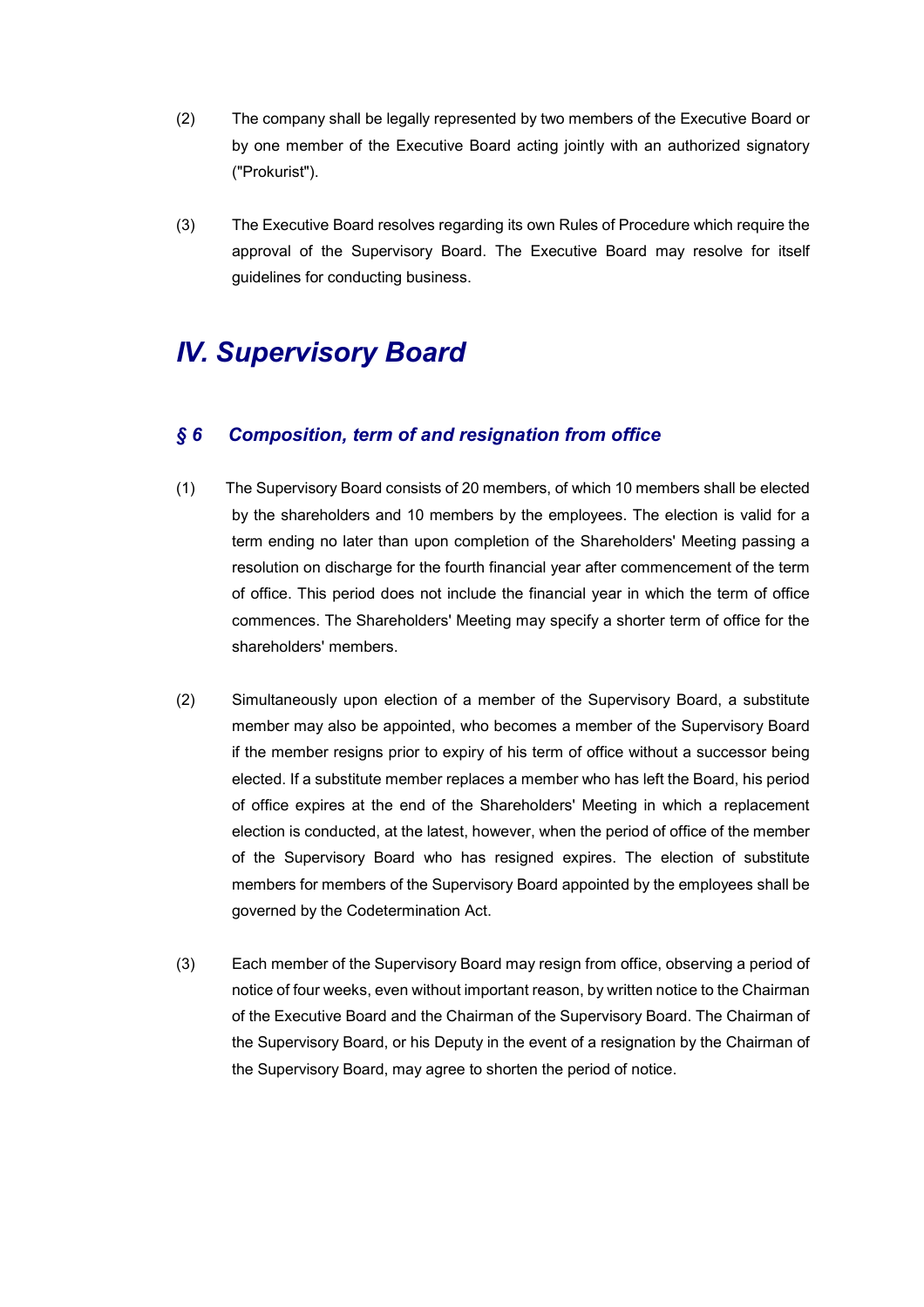(2) The company shall be legally represented by two members of the Executive Board or by one member of the Executive Board acting jointly with an authorized signatory ("Prokurist").

(3) The Executive Board resolves regarding its own Rules of Procedure which require the approval of the Supervisory Board. The Executive Board may resolve for itself guidelines for conducting business.

# *IV. Supervisory Board*

## *§ 6 Composition, term of and resignation from office*

(1) The Supervisory Board consists of 20 members, of which 10 members shall be elected by the shareholders and 10 members by the employees. The election is valid for a term ending no later than upon completion of the Shareholders' Meeting passing a resolution on discharge for the fourth financial year after commencement of the term of office. This period does not include the financial year in which the term of office commences. The Shareholders' Meeting may specify a shorter term of office for the shareholders' members.

(2) Simultaneously upon election of a member of the Supervisory Board, a substitute member may also be appointed, who becomes a member of the Supervisory Board if the member resigns prior to expiry of his term of office without a successor being elected. If a substitute member replaces a member who has left the Board, his period of office expires at the end of the Shareholders' Meeting in which a replacement election is conducted, at the latest, however, when the period of office of the member of the Supervisory Board who has resigned expires. The election of substitute members for members of the Supervisory Board appointed by the employees shall be governed by the Codetermination Act.

(3) Each member of the Supervisory Board may resign from office, observing a period of notice of four weeks, even without important reason, by written notice to the Chairman of the Executive Board and the Chairman of the Supervisory Board. The Chairman of the Supervisory Board, or his Deputy in the event of a resignation by the Chairman of the Supervisory Board, may agree to shorten the period of notice.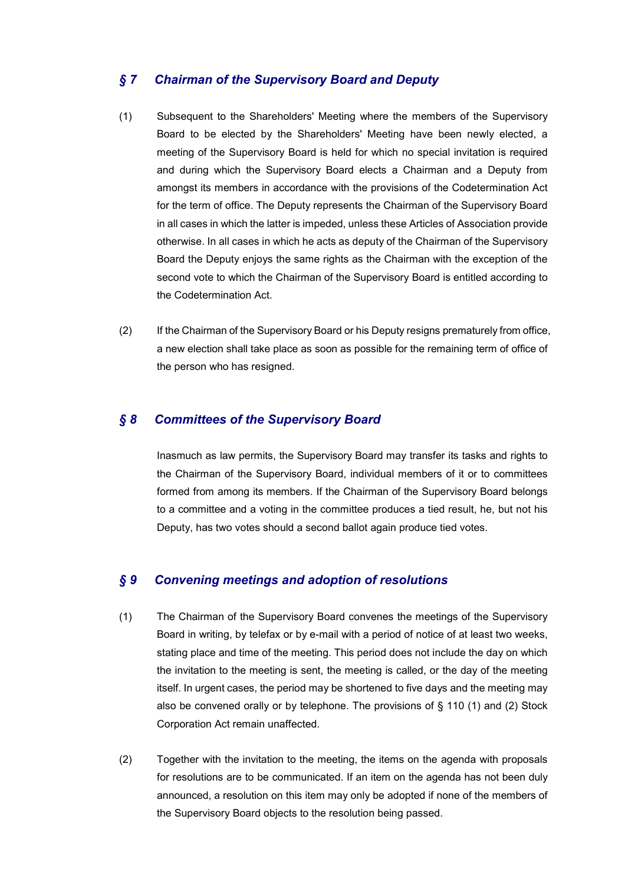## *§ 7 Chairman of the Supervisory Board and Deputy*

(1) Subsequent to the Shareholders' Meeting where the members of the Supervisory Board to be elected by the Shareholders' Meeting have been newly elected, a meeting of the Supervisory Board is held for which no special invitation is required and during which the Supervisory Board elects a Chairman and a Deputy from amongst its members in accordance with the provisions of the Codetermination Act for the term of office. The Deputy represents the Chairman of the Supervisory Board in all cases in which the latter is impeded, unless these Articles of Association provide otherwise. In all cases in which he acts as deputy of the Chairman of the Supervisory Board the Deputy enjoys the same rights as the Chairman with the exception of the second vote to which the Chairman of the Supervisory Board is entitled according to the Codetermination Act.

(2) If the Chairman of the Supervisory Board or his Deputy resigns prematurely from office, a new election shall take place as soon as possible for the remaining term of office of the person who has resigned.

## *§ 8 Committees of the Supervisory Board*

Inasmuch as law permits, the Supervisory Board may transfer its tasks and rights to the Chairman of the Supervisory Board, individual members of it or to committees formed from among its members. If the Chairman of the Supervisory Board belongs to a committee and a voting in the committee produces a tied result, he, but not his Deputy, has two votes should a second ballot again produce tied votes.

## *§ 9 Convening meetings and adoption of resolutions*

(1) The Chairman of the Supervisory Board convenes the meetings of the Supervisory Board in writing, by telefax or by e-mail with a period of notice of at least two weeks, stating place and time of the meeting. This period does not include the day on which the invitation to the meeting is sent, the meeting is called, or the day of the meeting itself. In urgent cases, the period may be shortened to five days and the meeting may also be convened orally or by telephone. The provisions of § 110 (1) and (2) Stock Corporation Act remain unaffected.

(2) Together with the invitation to the meeting, the items on the agenda with proposals for resolutions are to be communicated. If an item on the agenda has not been duly announced, a resolution on this item may only be adopted if none of the members of the Supervisory Board objects to the resolution being passed.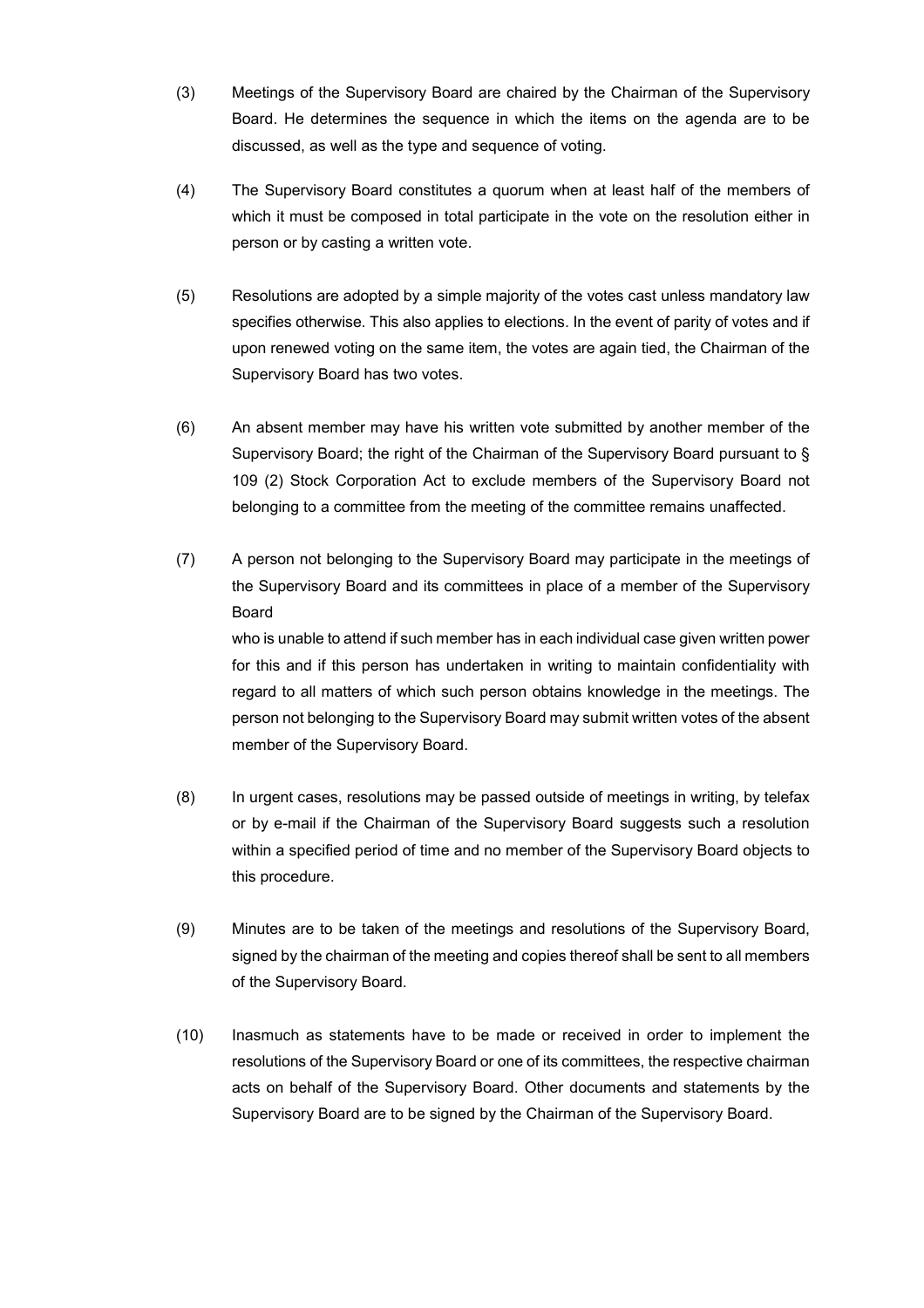(3) Meetings of the Supervisory Board are chaired by the Chairman of the Supervisory Board. He determines the sequence in which the items on the agenda are to be discussed, as well as the type and sequence of voting.

(4) The Supervisory Board constitutes a quorum when at least half of the members of which it must be composed in total participate in the vote on the resolution either in person or by casting a written vote.

(5) Resolutions are adopted by a simple majority of the votes cast unless mandatory law specifies otherwise. This also applies to elections. In the event of parity of votes and if upon renewed voting on the same item, the votes are again tied, the Chairman of the Supervisory Board has two votes.

(6) An absent member may have his written vote submitted by another member of the Supervisory Board; the right of the Chairman of the Supervisory Board pursuant to § 109 (2) Stock Corporation Act to exclude members of the Supervisory Board not belonging to a committee from the meeting of the committee remains unaffected.

(7) A person not belonging to the Supervisory Board may participate in the meetings of the Supervisory Board and its committees in place of a member of the Supervisory Board
who is unable to attend if such member has in each individual case given written power for this and if this person has undertaken in writing to maintain confidentiality with regard to all matters of which such person obtains knowledge in the meetings. The person not belonging to the Supervisory Board may submit written votes of the absent member of the Supervisory Board.

(8) In urgent cases, resolutions may be passed outside of meetings in writing, by telefax or by e-mail if the Chairman of the Supervisory Board suggests such a resolution within a specified period of time and no member of the Supervisory Board objects to this procedure.

(9) Minutes are to be taken of the meetings and resolutions of the Supervisory Board, signed by the chairman of the meeting and copies thereof shall be sent to all members of the Supervisory Board.

(10) Inasmuch as statements have to be made or received in order to implement the resolutions of the Supervisory Board or one of its committees, the respective chairman acts on behalf of the Supervisory Board. Other documents and statements by the Supervisory Board are to be signed by the Chairman of the Supervisory Board.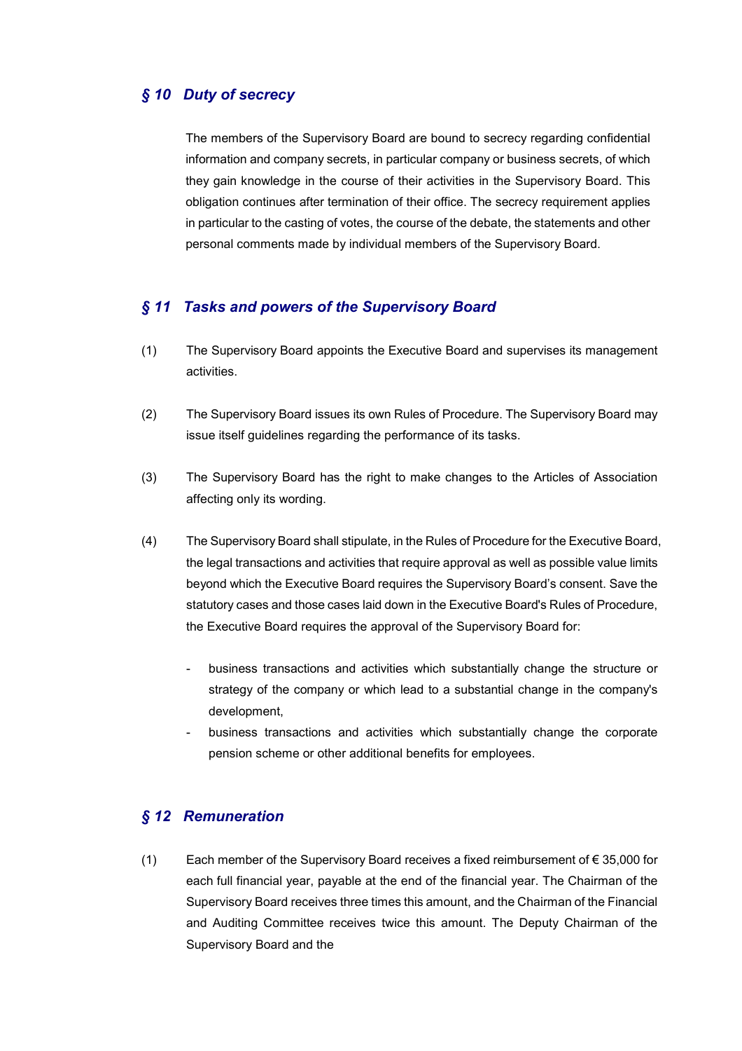## *§ 10 Duty of secrecy*

The members of the Supervisory Board are bound to secrecy regarding confidential information and company secrets, in particular company or business secrets, of which they gain knowledge in the course of their activities in the Supervisory Board. This obligation continues after termination of their office. The secrecy requirement applies in particular to the casting of votes, the course of the debate, the statements and other personal comments made by individual members of the Supervisory Board.

## *§ 11 Tasks and powers of the Supervisory Board*

(1) The Supervisory Board appoints the Executive Board and supervises its management activities.

(2) The Supervisory Board issues its own Rules of Procedure. The Supervisory Board may issue itself guidelines regarding the performance of its tasks.

(3) The Supervisory Board has the right to make changes to the Articles of Association affecting only its wording.

(4) The Supervisory Board shall stipulate, in the Rules of Procedure for the Executive Board, the legal transactions and activities that require approval as well as possible value limits beyond which the Executive Board requires the Supervisory Board's consent. Save the statutory cases and those cases laid down in the Executive Board's Rules of Procedure, the Executive Board requires the approval of the Supervisory Board for:

- business transactions and activities which substantially change the structure or strategy of the company or which lead to a substantial change in the company's development,
- business transactions and activities which substantially change the corporate pension scheme or other additional benefits for employees.

## *§ 12 Remuneration*

(1) Each member of the Supervisory Board receives a fixed reimbursement of € 35,000 for each full financial year, payable at the end of the financial year. The Chairman of the Supervisory Board receives three times this amount, and the Chairman of the Financial and Auditing Committee receives twice this amount. The Deputy Chairman of the Supervisory Board and the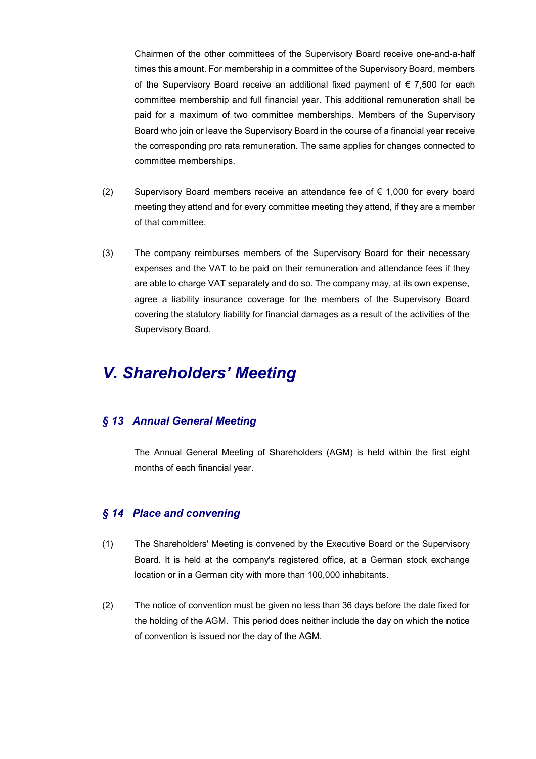Chairmen of the other committees of the Supervisory Board receive one-and-a-half times this amount. For membership in a committee of the Supervisory Board, members of the Supervisory Board receive an additional fixed payment of € 7,500 for each committee membership and full financial year. This additional remuneration shall be paid for a maximum of two committee memberships. Members of the Supervisory Board who join or leave the Supervisory Board in the course of a financial year receive the corresponding pro rata remuneration. The same applies for changes connected to committee memberships.

(2) Supervisory Board members receive an attendance fee of € 1,000 for every board meeting they attend and for every committee meeting they attend, if they are a member of that committee.

(3) The company reimburses members of the Supervisory Board for their necessary expenses and the VAT to be paid on their remuneration and attendance fees if they are able to charge VAT separately and do so. The company may, at its own expense, agree a liability insurance coverage for the members of the Supervisory Board covering the statutory liability for financial damages as a result of the activities of the Supervisory Board.

# *V. Shareholders' Meeting*

## *§ 13 Annual General Meeting*

The Annual General Meeting of Shareholders (AGM) is held within the first eight months of each financial year.

## *§ 14 Place and convening*

(1) The Shareholders' Meeting is convened by the Executive Board or the Supervisory Board. It is held at the company's registered office, at a German stock exchange location or in a German city with more than 100,000 inhabitants.

(2) The notice of convention must be given no less than 36 days before the date fixed for the holding of the AGM. This period does neither include the day on which the notice of convention is issued nor the day of the AGM.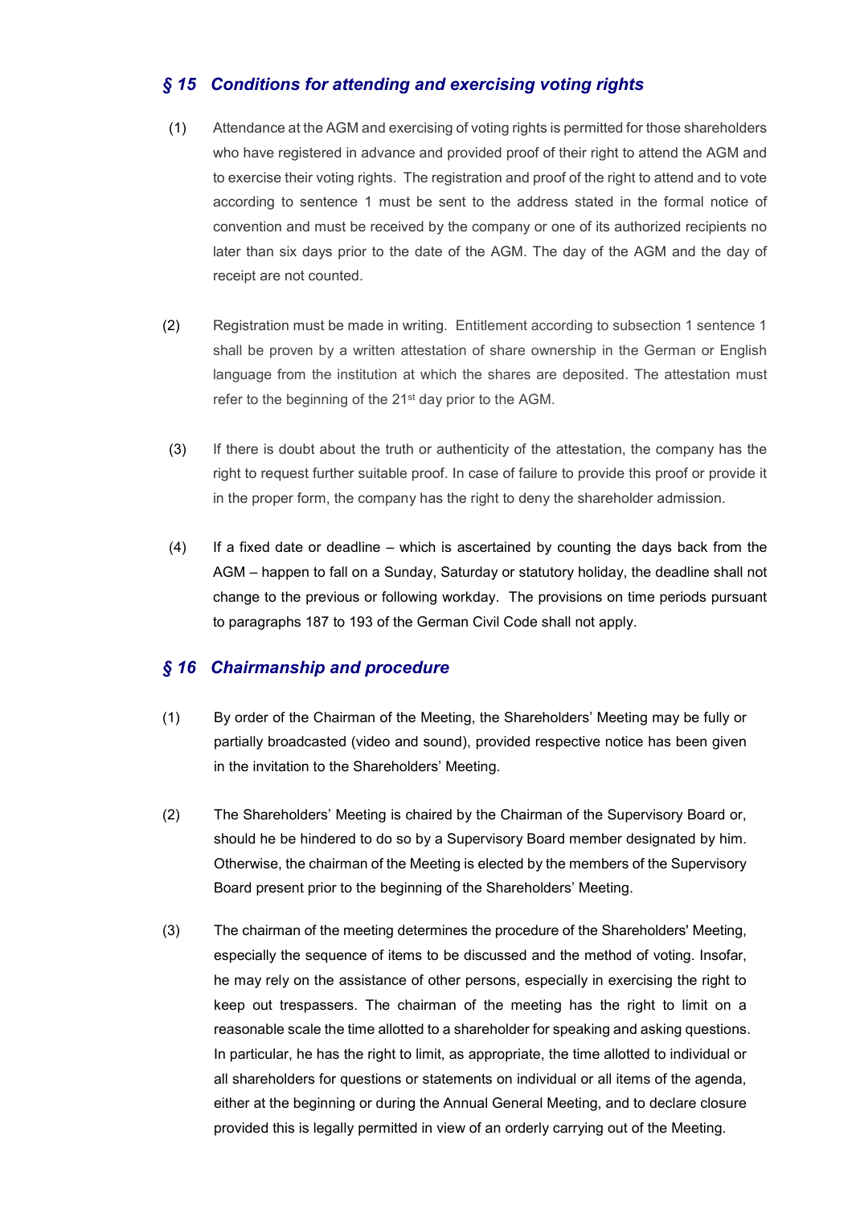## *§ 15 Conditions for attending and exercising voting rights*

(1) Attendance at the AGM and exercising of voting rights is permitted for those shareholders who have registered in advance and provided proof of their right to attend the AGM and to exercise their voting rights. The registration and proof of the right to attend and to vote according to sentence 1 must be sent to the address stated in the formal notice of convention and must be received by the company or one of its authorized recipients no later than six days prior to the date of the AGM. The day of the AGM and the day of receipt are not counted.

(2) Registration must be made in writing. Entitlement according to subsection 1 sentence 1 shall be proven by a written attestation of share ownership in the German or English language from the institution at which the shares are deposited. The attestation must refer to the beginning of the 21st day prior to the AGM.

(3) If there is doubt about the truth or authenticity of the attestation, the company has the right to request further suitable proof. In case of failure to provide this proof or provide it in the proper form, the company has the right to deny the shareholder admission.

(4) If a fixed date or deadline – which is ascertained by counting the days back from the AGM – happen to fall on a Sunday, Saturday or statutory holiday, the deadline shall not change to the previous or following workday. The provisions on time periods pursuant to paragraphs 187 to 193 of the German Civil Code shall not apply.

## *§ 16 Chairmanship and procedure*

(1) By order of the Chairman of the Meeting, the Shareholders' Meeting may be fully or partially broadcasted (video and sound), provided respective notice has been given in the invitation to the Shareholders' Meeting.

(2) The Shareholders' Meeting is chaired by the Chairman of the Supervisory Board or, should he be hindered to do so by a Supervisory Board member designated by him. Otherwise, the chairman of the Meeting is elected by the members of the Supervisory Board present prior to the beginning of the Shareholders' Meeting.

(3) The chairman of the meeting determines the procedure of the Shareholders' Meeting, especially the sequence of items to be discussed and the method of voting. Insofar, he may rely on the assistance of other persons, especially in exercising the right to keep out trespassers. The chairman of the meeting has the right to limit on a reasonable scale the time allotted to a shareholder for speaking and asking questions. In particular, he has the right to limit, as appropriate, the time allotted to individual or all shareholders for questions or statements on individual or all items of the agenda, either at the beginning or during the Annual General Meeting, and to declare closure provided this is legally permitted in view of an orderly carrying out of the Meeting.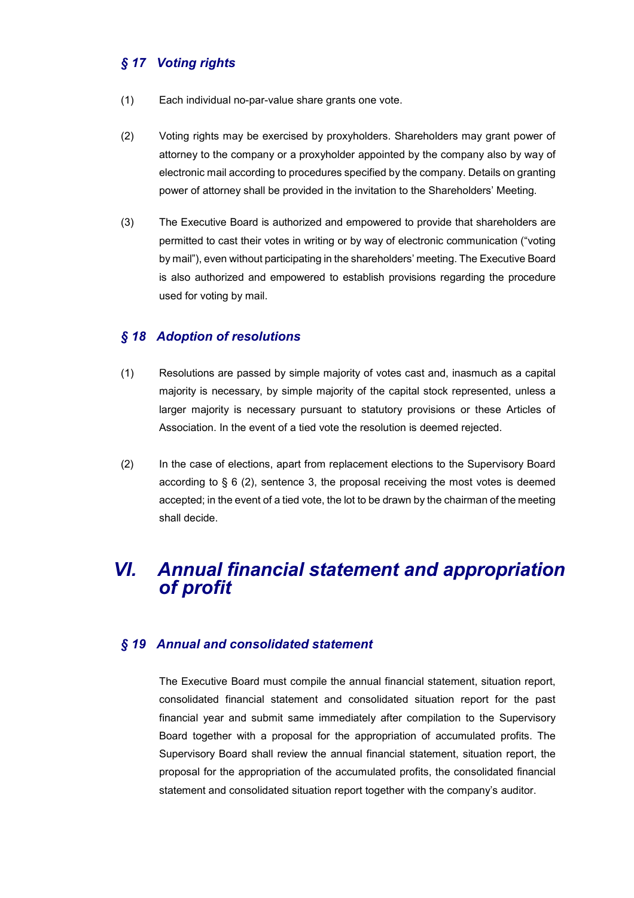### *§ 17 Voting rights*

(1) Each individual no-par-value share grants one vote.

(2) Voting rights may be exercised by proxyholders. Shareholders may grant power of attorney to the company or a proxyholder appointed by the company also by way of electronic mail according to procedures specified by the company. Details on granting power of attorney shall be provided in the invitation to the Shareholders' Meeting.

(3) The Executive Board is authorized and empowered to provide that shareholders are permitted to cast their votes in writing or by way of electronic communication ("voting by mail"), even without participating in the shareholders' meeting. The Executive Board is also authorized and empowered to establish provisions regarding the procedure used for voting by mail.

### *§ 18 Adoption of resolutions*

(1) Resolutions are passed by simple majority of votes cast and, inasmuch as a capital majority is necessary, by simple majority of the capital stock represented, unless a larger majority is necessary pursuant to statutory provisions or these Articles of Association. In the event of a tied vote the resolution is deemed rejected.

(2) In the case of elections, apart from replacement elections to the Supervisory Board according to § 6 (2), sentence 3, the proposal receiving the most votes is deemed accepted; in the event of a tied vote, the lot to be drawn by the chairman of the meeting shall decide.

## *VI. Annual financial statement and appropriation of profit*

### *§ 19 Annual and consolidated statement*

The Executive Board must compile the annual financial statement, situation report, consolidated financial statement and consolidated situation report for the past financial year and submit same immediately after compilation to the Supervisory Board together with a proposal for the appropriation of accumulated profits. The Supervisory Board shall review the annual financial statement, situation report, the proposal for the appropriation of the accumulated profits, the consolidated financial statement and consolidated situation report together with the company's auditor.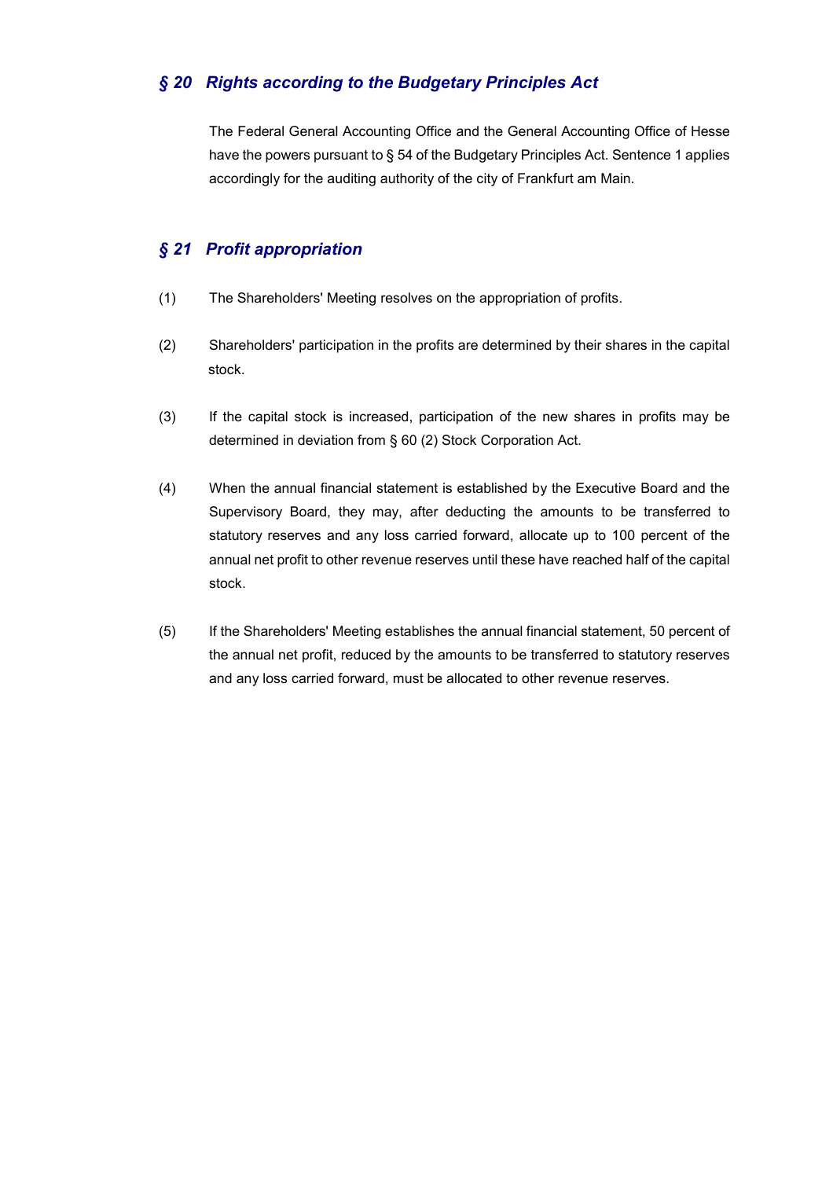## *§ 20 Rights according to the Budgetary Principles Act*

The Federal General Accounting Office and the General Accounting Office of Hesse have the powers pursuant to § 54 of the Budgetary Principles Act. Sentence 1 applies accordingly for the auditing authority of the city of Frankfurt am Main.

## *§ 21 Profit appropriation*

(1) The Shareholders' Meeting resolves on the appropriation of profits.

(2) Shareholders' participation in the profits are determined by their shares in the capital stock.

(3) If the capital stock is increased, participation of the new shares in profits may be determined in deviation from § 60 (2) Stock Corporation Act.

(4) When the annual financial statement is established by the Executive Board and the Supervisory Board, they may, after deducting the amounts to be transferred to statutory reserves and any loss carried forward, allocate up to 100 percent of the annual net profit to other revenue reserves until these have reached half of the capital stock.

(5) If the Shareholders' Meeting establishes the annual financial statement, 50 percent of the annual net profit, reduced by the amounts to be transferred to statutory reserves and any loss carried forward, must be allocated to other revenue reserves.